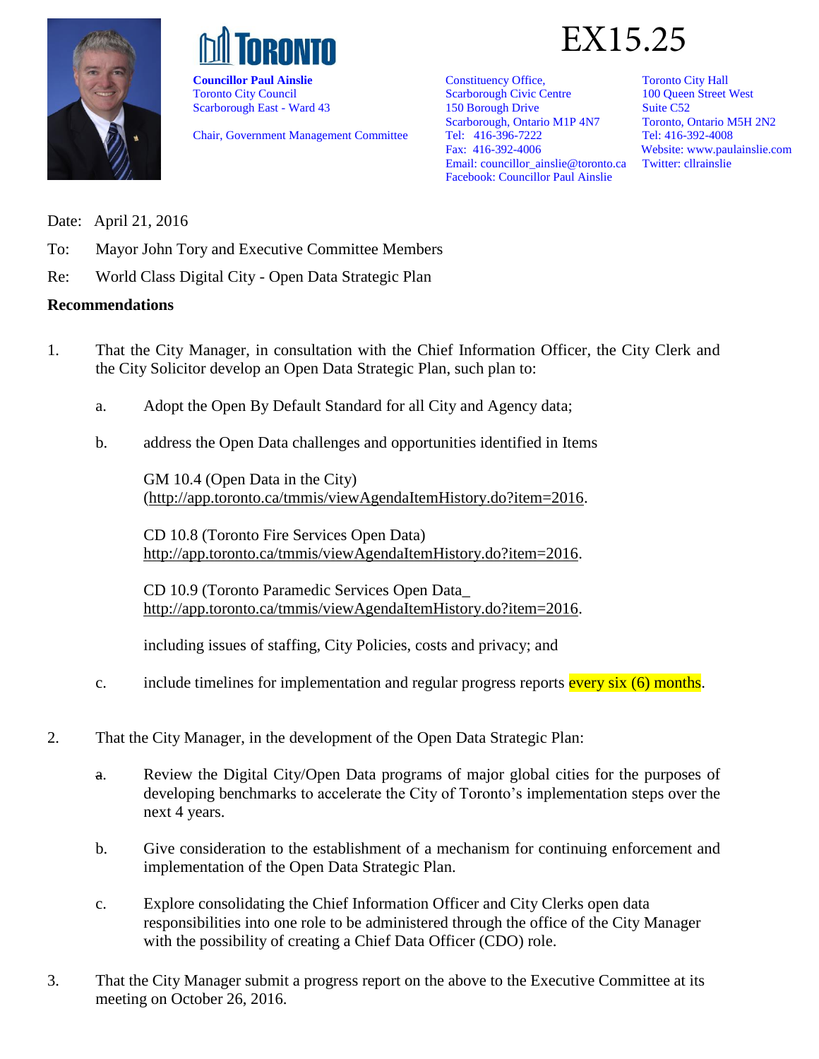# EX15.25

**Councillor Paul Ainslie**
Toronto City Council
Scarborough East - Ward 43

Chair, Government Management Committee

Constituency Office,
Scarborough Civic Centre
150 Borough Drive
Scarborough, Ontario M1P 4N7
Tel: 416-396-7222
Fax: 416-392-4006
Email: councillor_ainslie@toronto.ca
Facebook: Councillor Paul Ainslie

Toronto City Hall
100 Queen Street West
Suite C52
Toronto, Ontario M5H 2N2
Tel: 416-392-4008
Website: www.paulainslie.com
Twitter: cllrainslie

Date: April 21, 2016

To: Mayor John Tory and Executive Committee Members

Re: World Class Digital City - Open Data Strategic Plan

**Recommendations**

1. That the City Manager, in consultation with the Chief Information Officer, the City Clerk and the City Solicitor develop an Open Data Strategic Plan, such plan to:

   a. Adopt the Open By Default Standard for all City and Agency data;

   b. address the Open Data challenges and opportunities identified in Items

      GM 10.4 (Open Data in the City)
      (http://app.toronto.ca/tmmis/viewAgendaItemHistory.do?item=2016.

      CD 10.8 (Toronto Fire Services Open Data)
      http://app.toronto.ca/tmmis/viewAgendaItemHistory.do?item=2016.

      CD 10.9 (Toronto Paramedic Services Open Data_
      http://app.toronto.ca/tmmis/viewAgendaItemHistory.do?item=2016.

      including issues of staffing, City Policies, costs and privacy; and

   c. include timelines for implementation and regular progress reports every six (6) months.

2. That the City Manager, in the development of the Open Data Strategic Plan:

   a. Review the Digital City/Open Data programs of major global cities for the purposes of developing benchmarks to accelerate the City of Toronto's implementation steps over the next 4 years.

   b. Give consideration to the establishment of a mechanism for continuing enforcement and implementation of the Open Data Strategic Plan.

   c. Explore consolidating the Chief Information Officer and City Clerks open data responsibilities into one role to be administered through the office of the City Manager with the possibility of creating a Chief Data Officer (CDO) role.

3. That the City Manager submit a progress report on the above to the Executive Committee at its meeting on October 26, 2016.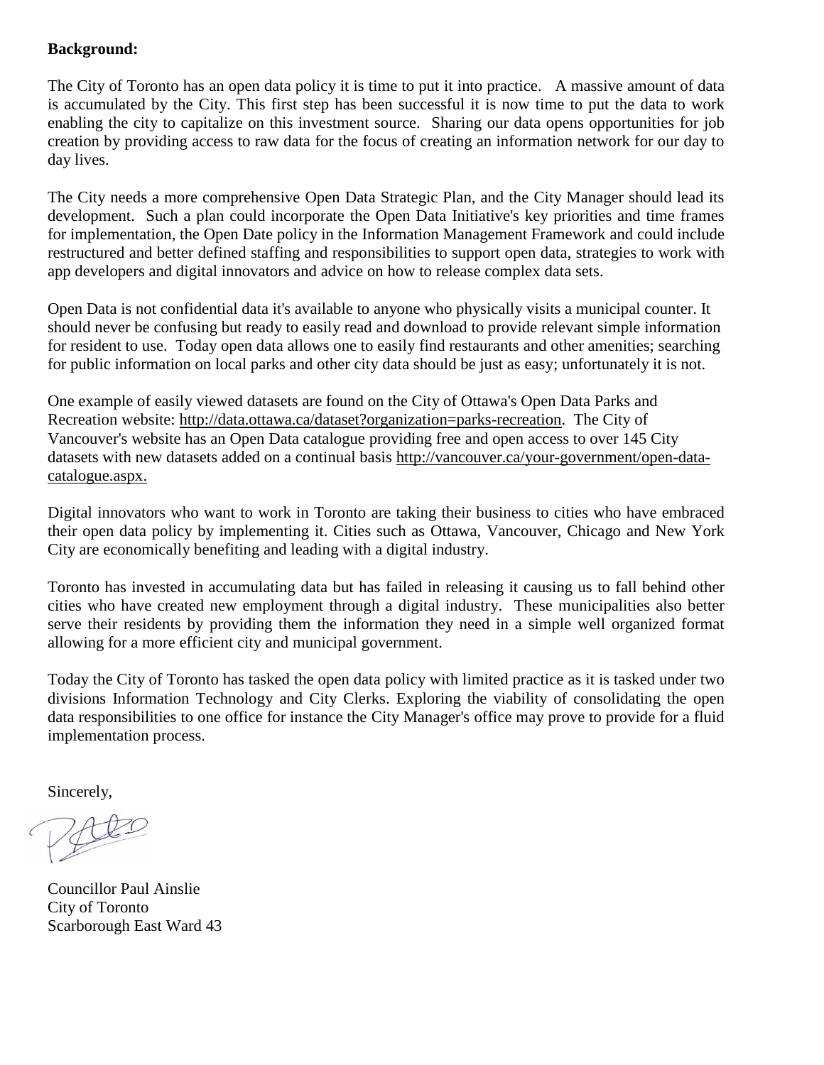**Background:**

The City of Toronto has an open data policy it is time to put it into practice. A massive amount of data is accumulated by the City. This first step has been successful it is now time to put the data to work enabling the city to capitalize on this investment source. Sharing our data opens opportunities for job creation by providing access to raw data for the focus of creating an information network for our day to day lives.

The City needs a more comprehensive Open Data Strategic Plan, and the City Manager should lead its development. Such a plan could incorporate the Open Data Initiative's key priorities and time frames for implementation, the Open Date policy in the Information Management Framework and could include restructured and better defined staffing and responsibilities to support open data, strategies to work with app developers and digital innovators and advice on how to release complex data sets.

Open Data is not confidential data it's available to anyone who physically visits a municipal counter. It should never be confusing but ready to easily read and download to provide relevant simple information for resident to use. Today open data allows one to easily find restaurants and other amenities; searching for public information on local parks and other city data should be just as easy; unfortunately it is not.

One example of easily viewed datasets are found on the City of Ottawa's Open Data Parks and Recreation website: http://data.ottawa.ca/dataset?organization=parks-recreation. The City of Vancouver's website has an Open Data catalogue providing free and open access to over 145 City datasets with new datasets added on a continual basis http://vancouver.ca/your-government/open-data-catalogue.aspx.

Digital innovators who want to work in Toronto are taking their business to cities who have embraced their open data policy by implementing it. Cities such as Ottawa, Vancouver, Chicago and New York City are economically benefiting and leading with a digital industry.

Toronto has invested in accumulating data but has failed in releasing it causing us to fall behind other cities who have created new employment through a digital industry. These municipalities also better serve their residents by providing them the information they need in a simple well organized format allowing for a more efficient city and municipal government.

Today the City of Toronto has tasked the open data policy with limited practice as it is tasked under two divisions Information Technology and City Clerks. Exploring the viability of consolidating the open data responsibilities to one office for instance the City Manager's office may prove to provide for a fluid implementation process.

Sincerely,

Councillor Paul Ainslie
City of Toronto
Scarborough East Ward 43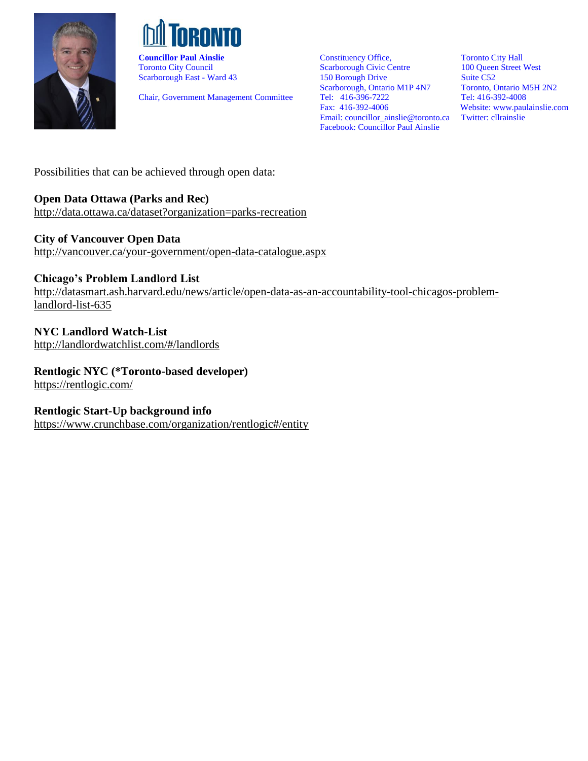**Councillor Paul Ainslie**
Toronto City Council
Scarborough East - Ward 43

Chair, Government Management Committee

Constituency Office,
Scarborough Civic Centre
150 Borough Drive
Scarborough, Ontario M1P 4N7
Tel: 416-396-7222
Fax: 416-392-4006
Email: councillor_ainslie@toronto.ca
Facebook: Councillor Paul Ainslie

Toronto City Hall
100 Queen Street West
Suite C52
Toronto, Ontario M5H 2N2
Tel: 416-392-4008
Website: www.paulainslie.com
Twitter: cllrainslie

Possibilities that can be achieved through open data:

**Open Data Ottawa (Parks and Rec)**
http://data.ottawa.ca/dataset?organization=parks-recreation

**City of Vancouver Open Data**
http://vancouver.ca/your-government/open-data-catalogue.aspx

**Chicago's Problem Landlord List**
http://datasmart.ash.harvard.edu/news/article/open-data-as-an-accountability-tool-chicagos-problem-landlord-list-635

**NYC Landlord Watch-List**
http://landlordwatchlist.com/#/landlords

**Rentlogic NYC (*Toronto-based developer)**
https://rentlogic.com/

**Rentlogic Start-Up background info**
https://www.crunchbase.com/organization/rentlogic#/entity